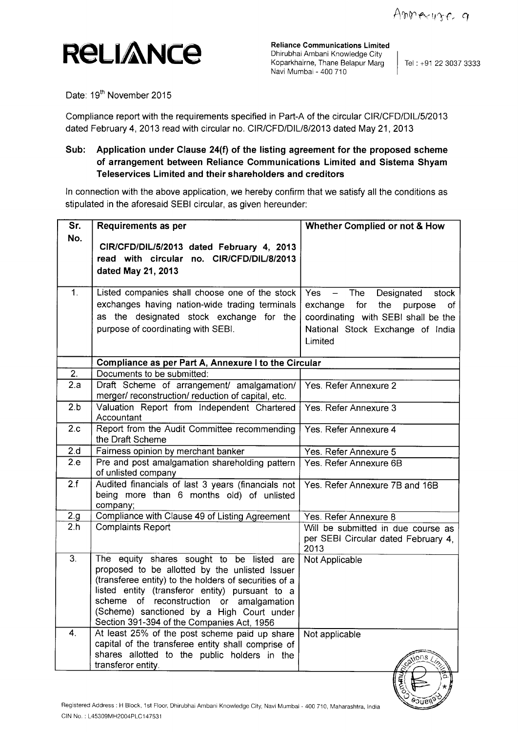Annexure 9

**RELIANCE**

**Reliance Communications Limited**
Dhirubhai Ambani Knowledge City
Koparkhairne, Thane Belapur Marg
Navi Mumbai - 400 710

Tel : +91 22 3037 3333

Date: 19th November 2015

Compliance report with the requirements specified in Part-A of the circular CIR/CFD/DIL/5/2013 dated February 4, 2013 read with circular no. CIR/CFD/DIL/8/2013 dated May 21, 2013

**Sub: Application under Clause 24(f) of the listing agreement for the proposed scheme of arrangement between Reliance Communications Limited and Sistema Shyam Teleservices Limited and their shareholders and creditors**

In connection with the above application, we hereby confirm that we satisfy all the conditions as stipulated in the aforesaid SEBI circular, as given hereunder:

| Sr. No. | Requirements as per **CIR/CFD/DIL/5/2013 dated February 4, 2013 read with circular no. CIR/CFD/DIL/8/2013 dated May 21, 2013** | Whether Complied or not & How |
|---|---|---|
| 1. | Listed companies shall choose one of the stock exchanges having nation-wide trading terminals as the designated stock exchange for the purpose of coordinating with SEBI. | Yes – The Designated stock exchange for the purpose of coordinating with SEBI shall be the National Stock Exchange of India Limited |
| | **Compliance as per Part A, Annexure I to the Circular** | |
| 2. | Documents to be submitted: | |
| 2.a | Draft Scheme of arrangement/ amalgamation/ merger/ reconstruction/ reduction of capital, etc. | Yes. Refer Annexure 2 |
| 2.b | Valuation Report from Independent Chartered Accountant | Yes. Refer Annexure 3 |
| 2.c | Report from the Audit Committee recommending the Draft Scheme | Yes. Refer Annexure 4 |
| 2.d | Fairness opinion by merchant banker | Yes. Refer Annexure 5 |
| 2.e | Pre and post amalgamation shareholding pattern of unlisted company | Yes. Refer Annexure 6B |
| 2.f | Audited financials of last 3 years (financials not being more than 6 months old) of unlisted company; | Yes. Refer Annexure 7B and 16B |
| 2.g | Compliance with Clause 49 of Listing Agreement | Yes. Refer Annexure 8 |
| 2.h | Complaints Report | Will be submitted in due course as per SEBI Circular dated February 4, 2013 |
| 3. | The equity shares sought to be listed are proposed to be allotted by the unlisted Issuer (transferee entity) to the holders of securities of a listed entity (transferor entity) pursuant to a scheme of reconstruction or amalgamation (Scheme) sanctioned by a High Court under Section 391-394 of the Companies Act, 1956 | Not Applicable |
| 4. | At least 25% of the post scheme paid up share capital of the transferee entity shall comprise of shares allotted to the public holders in the transferor entity. | Not applicable |

Registered Address : H Block, 1st Floor, Dhirubhai Ambani Knowledge City, Navi Mumbai - 400 710, Maharashtra, India
CIN No. : L45309MH2004PLC147531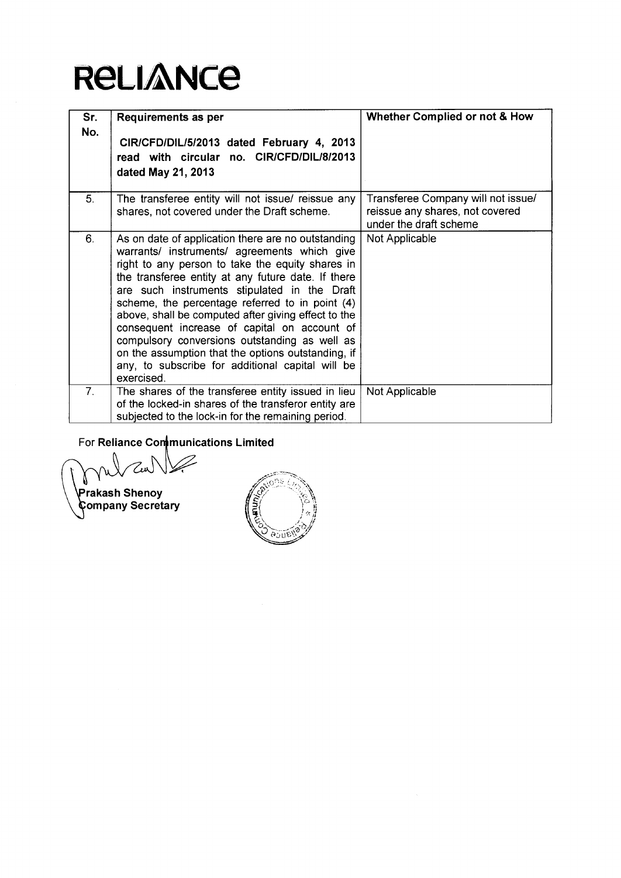# RELIANCE

| Sr. No. | Requirements as per CIR/CFD/DIL/5/2013 dated February 4, 2013 read with circular no. CIR/CFD/DIL/8/2013 dated May 21, 2013 | Whether Complied or not & How |
|---|---|---|
| 5. | The transferee entity will not issue/ reissue any shares, not covered under the Draft scheme. | Transferee Company will not issue/ reissue any shares, not covered under the draft scheme |
| 6. | As on date of application there are no outstanding warrants/ instruments/ agreements which give right to any person to take the equity shares in the transferee entity at any future date. If there are such instruments stipulated in the Draft scheme, the percentage referred to in point (4) above, shall be computed after giving effect to the consequent increase of capital on account of compulsory conversions outstanding as well as on the assumption that the options outstanding, if any, to subscribe for additional capital will be exercised. | Not Applicable |
| 7. | The shares of the transferee entity issued in lieu of the locked-in shares of the transferor entity are subjected to the lock-in for the remaining period. | Not Applicable |

For **Reliance Communications Limited**

**Prakash Shenoy**
**Company Secretary**